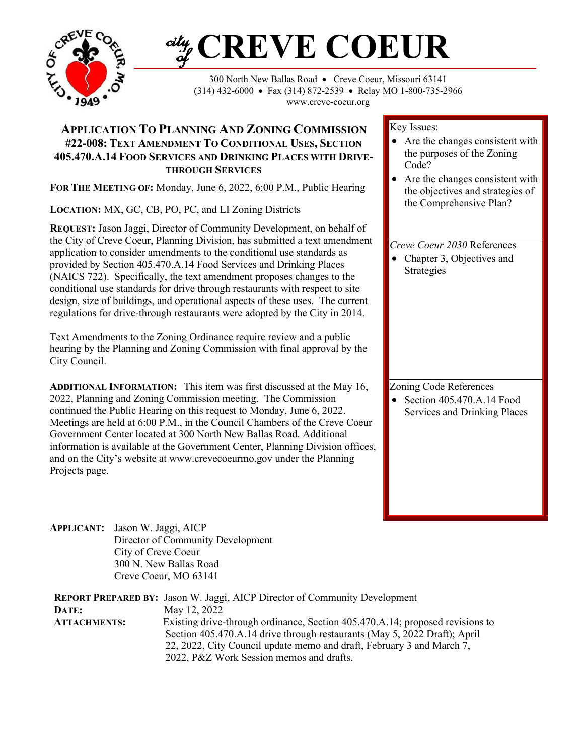# *city of* CREVE COEUR

300 North New Ballas Road • Creve Coeur, Missouri 63141
(314) 432-6000 • Fax (314) 872-2539 • Relay MO 1-800-735-2966
www.creve-coeur.org

## Application To Planning And Zoning Commission #22-008: Text Amendment To Conditional Uses, Section 405.470.A.14 Food Services and Drinking Places with Drive-through Services

**For The Meeting of:** Monday, June 6, 2022, 6:00 P.M., Public Hearing

**Location:** MX, GC, CB, PO, PC, and LI Zoning Districts

**Request:** Jason Jaggi, Director of Community Development, on behalf of the City of Creve Coeur, Planning Division, has submitted a text amendment application to consider amendments to the conditional use standards as provided by Section 405.470.A.14 Food Services and Drinking Places (NAICS 722). Specifically, the text amendment proposes changes to the conditional use standards for drive through restaurants with respect to site design, size of buildings, and operational aspects of these uses. The current regulations for drive-through restaurants were adopted by the City in 2014.

Text Amendments to the Zoning Ordinance require review and a public hearing by the Planning and Zoning Commission with final approval by the City Council.

**Additional Information:** This item was first discussed at the May 16, 2022, Planning and Zoning Commission meeting. The Commission continued the Public Hearing on this request to Monday, June 6, 2022. Meetings are held at 6:00 P.M., in the Council Chambers of the Creve Coeur Government Center located at 300 North New Ballas Road. Additional information is available at the Government Center, Planning Division offices, and on the City's website at www.crevecoeurmo.gov under the Planning Projects page.

Key Issues:

- Are the changes consistent with the purposes of the Zoning Code?
- Are the changes consistent with the objectives and strategies of the Comprehensive Plan?

*Creve Coeur 2030* References

- Chapter 3, Objectives and Strategies

Zoning Code References

- Section 405.470.A.14 Food Services and Drinking Places

**Applicant:** Jason W. Jaggi, AICP
Director of Community Development
City of Creve Coeur
300 N. New Ballas Road
Creve Coeur, MO 63141

**Report Prepared By:** Jason W. Jaggi, AICP Director of Community Development

**Date:** May 12, 2022

**Attachments:** Existing drive-through ordinance, Section 405.470.A.14; proposed revisions to Section 405.470.A.14 drive through restaurants (May 5, 2022 Draft); April 22, 2022, City Council update memo and draft, February 3 and March 7, 2022, P&Z Work Session memos and drafts.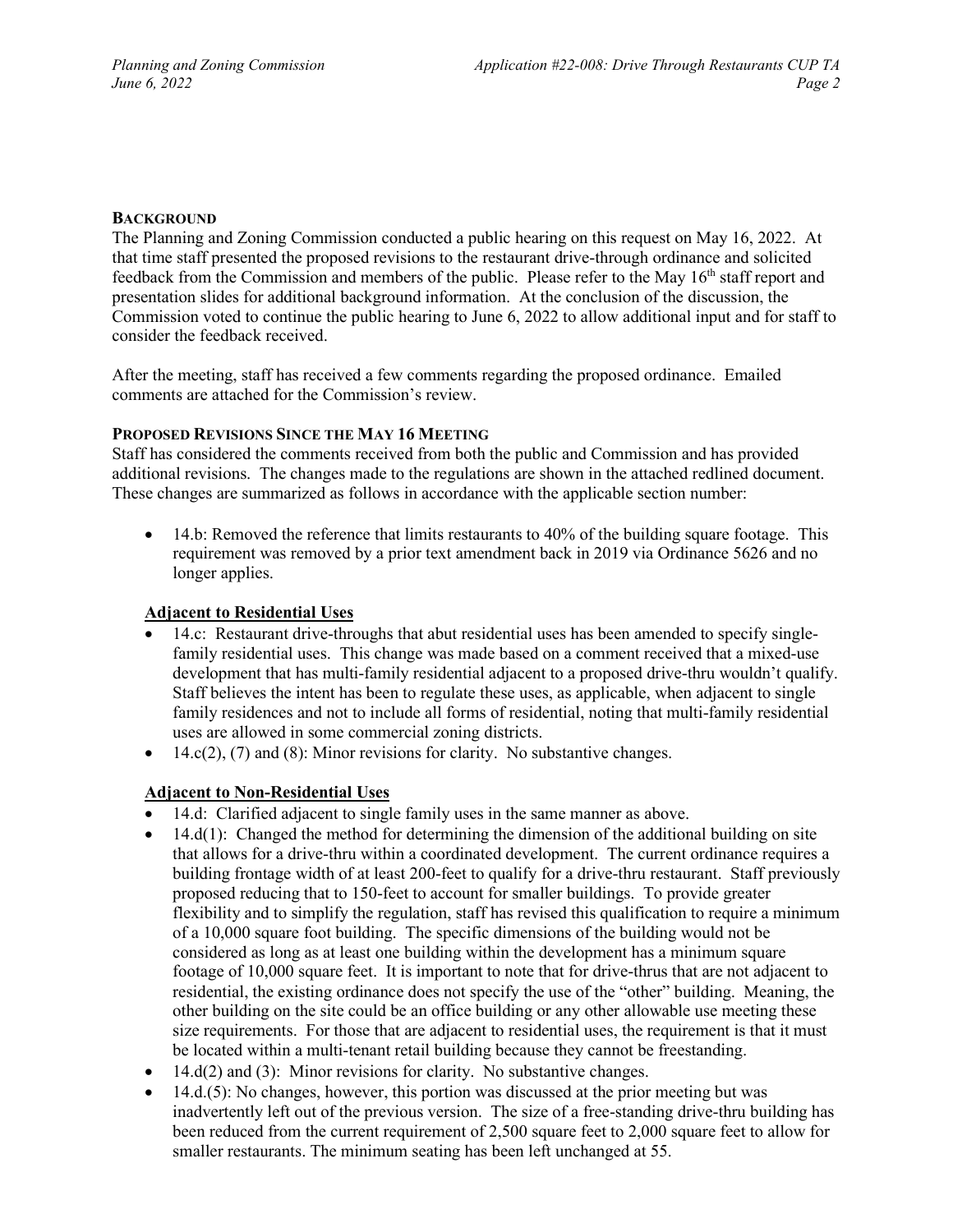## BACKGROUND

The Planning and Zoning Commission conducted a public hearing on this request on May 16, 2022. At that time staff presented the proposed revisions to the restaurant drive-through ordinance and solicited feedback from the Commission and members of the public. Please refer to the May 16th staff report and presentation slides for additional background information. At the conclusion of the discussion, the Commission voted to continue the public hearing to June 6, 2022 to allow additional input and for staff to consider the feedback received.

After the meeting, staff has received a few comments regarding the proposed ordinance. Emailed comments are attached for the Commission's review.

## PROPOSED REVISIONS SINCE THE MAY 16 MEETING

Staff has considered the comments received from both the public and Commission and has provided additional revisions. The changes made to the regulations are shown in the attached redlined document. These changes are summarized as follows in accordance with the applicable section number:

- 14.b: Removed the reference that limits restaurants to 40% of the building square footage. This requirement was removed by a prior text amendment back in 2019 via Ordinance 5626 and no longer applies.

### Adjacent to Residential Uses

- 14.c: Restaurant drive-throughs that abut residential uses has been amended to specify single-family residential uses. This change was made based on a comment received that a mixed-use development that has multi-family residential adjacent to a proposed drive-thru wouldn't qualify. Staff believes the intent has been to regulate these uses, as applicable, when adjacent to single family residences and not to include all forms of residential, noting that multi-family residential uses are allowed in some commercial zoning districts.
- 14.c(2), (7) and (8): Minor revisions for clarity. No substantive changes.

### Adjacent to Non-Residential Uses

- 14.d: Clarified adjacent to single family uses in the same manner as above.
- 14.d(1): Changed the method for determining the dimension of the additional building on site that allows for a drive-thru within a coordinated development. The current ordinance requires a building frontage width of at least 200-feet to qualify for a drive-thru restaurant. Staff previously proposed reducing that to 150-feet to account for smaller buildings. To provide greater flexibility and to simplify the regulation, staff has revised this qualification to require a minimum of a 10,000 square foot building. The specific dimensions of the building would not be considered as long as at least one building within the development has a minimum square footage of 10,000 square feet. It is important to note that for drive-thrus that are not adjacent to residential, the existing ordinance does not specify the use of the "other" building. Meaning, the other building on the site could be an office building or any other allowable use meeting these size requirements. For those that are adjacent to residential uses, the requirement is that it must be located within a multi-tenant retail building because they cannot be freestanding.
- 14.d(2) and (3): Minor revisions for clarity. No substantive changes.
- 14.d.(5): No changes, however, this portion was discussed at the prior meeting but was inadvertently left out of the previous version. The size of a free-standing drive-thru building has been reduced from the current requirement of 2,500 square feet to 2,000 square feet to allow for smaller restaurants. The minimum seating has been left unchanged at 55.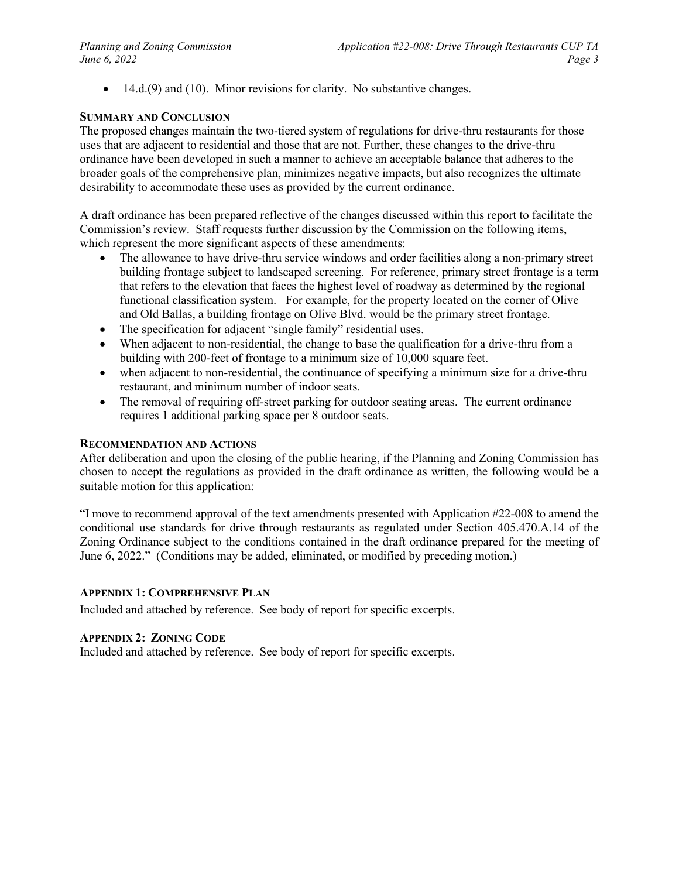- 14.d.(9) and (10). Minor revisions for clarity. No substantive changes.

## Summary and Conclusion

The proposed changes maintain the two-tiered system of regulations for drive-thru restaurants for those uses that are adjacent to residential and those that are not. Further, these changes to the drive-thru ordinance have been developed in such a manner to achieve an acceptable balance that adheres to the broader goals of the comprehensive plan, minimizes negative impacts, but also recognizes the ultimate desirability to accommodate these uses as provided by the current ordinance.

A draft ordinance has been prepared reflective of the changes discussed within this report to facilitate the Commission's review. Staff requests further discussion by the Commission on the following items, which represent the more significant aspects of these amendments:

- The allowance to have drive-thru service windows and order facilities along a non-primary street building frontage subject to landscaped screening. For reference, primary street frontage is a term that refers to the elevation that faces the highest level of roadway as determined by the regional functional classification system. For example, for the property located on the corner of Olive and Old Ballas, a building frontage on Olive Blvd. would be the primary street frontage.
- The specification for adjacent "single family" residential uses.
- When adjacent to non-residential, the change to base the qualification for a drive-thru from a building with 200-feet of frontage to a minimum size of 10,000 square feet.
- when adjacent to non-residential, the continuance of specifying a minimum size for a drive-thru restaurant, and minimum number of indoor seats.
- The removal of requiring off-street parking for outdoor seating areas. The current ordinance requires 1 additional parking space per 8 outdoor seats.

## Recommendation and Actions

After deliberation and upon the closing of the public hearing, if the Planning and Zoning Commission has chosen to accept the regulations as provided in the draft ordinance as written, the following would be a suitable motion for this application:

"I move to recommend approval of the text amendments presented with Application #22-008 to amend the conditional use standards for drive through restaurants as regulated under Section 405.470.A.14 of the Zoning Ordinance subject to the conditions contained in the draft ordinance prepared for the meeting of June 6, 2022." (Conditions may be added, eliminated, or modified by preceding motion.)

---

## Appendix 1: Comprehensive Plan

Included and attached by reference. See body of report for specific excerpts.

## Appendix 2: Zoning Code

Included and attached by reference. See body of report for specific excerpts.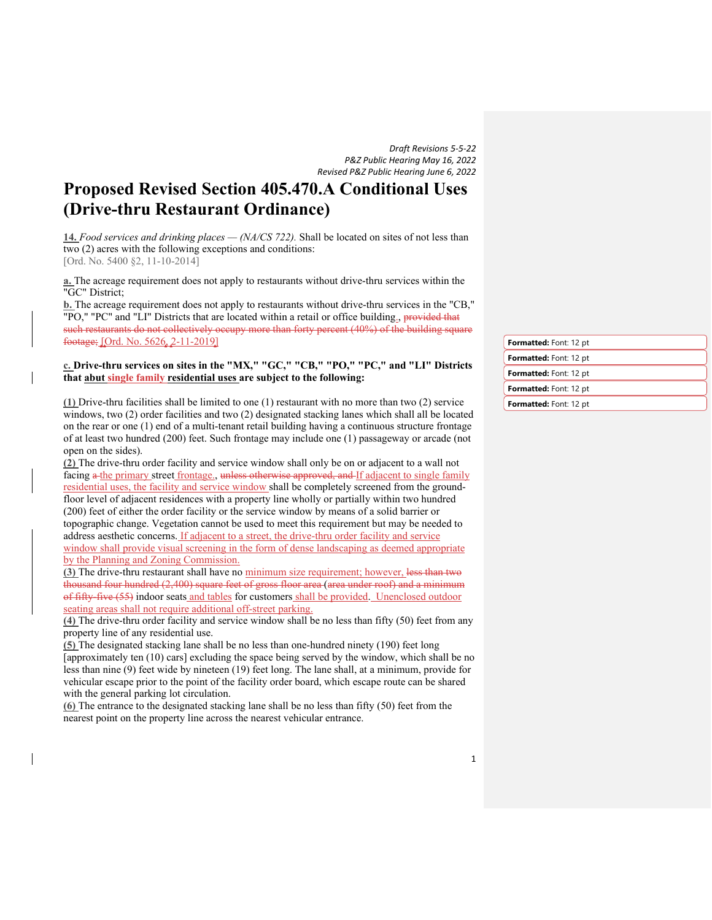Draft Revisions 5-5-22
P&Z Public Hearing May 16, 2022
Revised P&Z Public Hearing June 6, 2022

# Proposed Revised Section 405.470.A Conditional Uses (Drive-thru Restaurant Ordinance)

**14.** *Food services and drinking places — (NA/CS 722).* Shall be located on sites of not less than two (2) acres with the following exceptions and conditions:
[Ord. No. 5400 §2, 11-10-2014]

**a.** The acreage requirement does not apply to restaurants without drive-thru services within the "GC" District;

**b.** The acreage requirement does not apply to restaurants without drive-thru services in the "CB," "PO," "PC" and "LI" Districts that are located within a retail or office building., ~~provided that such restaurants do not collectively occupy more than forty percent (40%) of the building square footage;~~ [Ord. No. 5626, 2-11-2019]

**c. Drive-thru services on sites in the "MX," "GC," "CB," "PO," "PC," and "LI" Districts that abut single family residential uses are subject to the following:**

**(1)** Drive-thru facilities shall be limited to one (1) restaurant with no more than two (2) service windows, two (2) order facilities and two (2) designated stacking lanes which shall all be located on the rear or one (1) end of a multi-tenant retail building having a continuous structure frontage of at least two hundred (200) feet. Such frontage may include one (1) passageway or arcade (not open on the sides).

**(2)** The drive-thru order facility and service window shall only be on or adjacent to a wall not facing ~~a~~ the primary street frontage., ~~unless otherwise approved, and~~ If adjacent to single family residential uses, the facility and service window shall be completely screened from the ground-floor level of adjacent residences with a property line wholly or partially within two hundred (200) feet of either the order facility or the service window by means of a solid barrier or topographic change. Vegetation cannot be used to meet this requirement but may be needed to address aesthetic concerns. If adjacent to a street, the drive-thru order facility and service window shall provide visual screening in the form of dense landscaping as deemed appropriate by the Planning and Zoning Commission.

**(3)** The drive-thru restaurant shall have no minimum size requirement; however, ~~less than two thousand four hundred (2,400) square feet of gross floor area (area under roof) and a minimum of fifty-five (55)~~ indoor seats and tables for customers shall be provided. Unenclosed outdoor seating areas shall not require additional off-street parking.

**(4)** The drive-thru order facility and service window shall be no less than fifty (50) feet from any property line of any residential use.

**(5)** The designated stacking lane shall be no less than one-hundred ninety (190) feet long [approximately ten (10) cars] excluding the space being served by the window, which shall be no less than nine (9) feet wide by nineteen (19) feet long. The lane shall, at a minimum, provide for vehicular escape prior to the point of the facility order board, which escape route can be shared with the general parking lot circulation.

**(6)** The entrance to the designated stacking lane shall be no less than fifty (50) feet from the nearest point on the property line across the nearest vehicular entrance.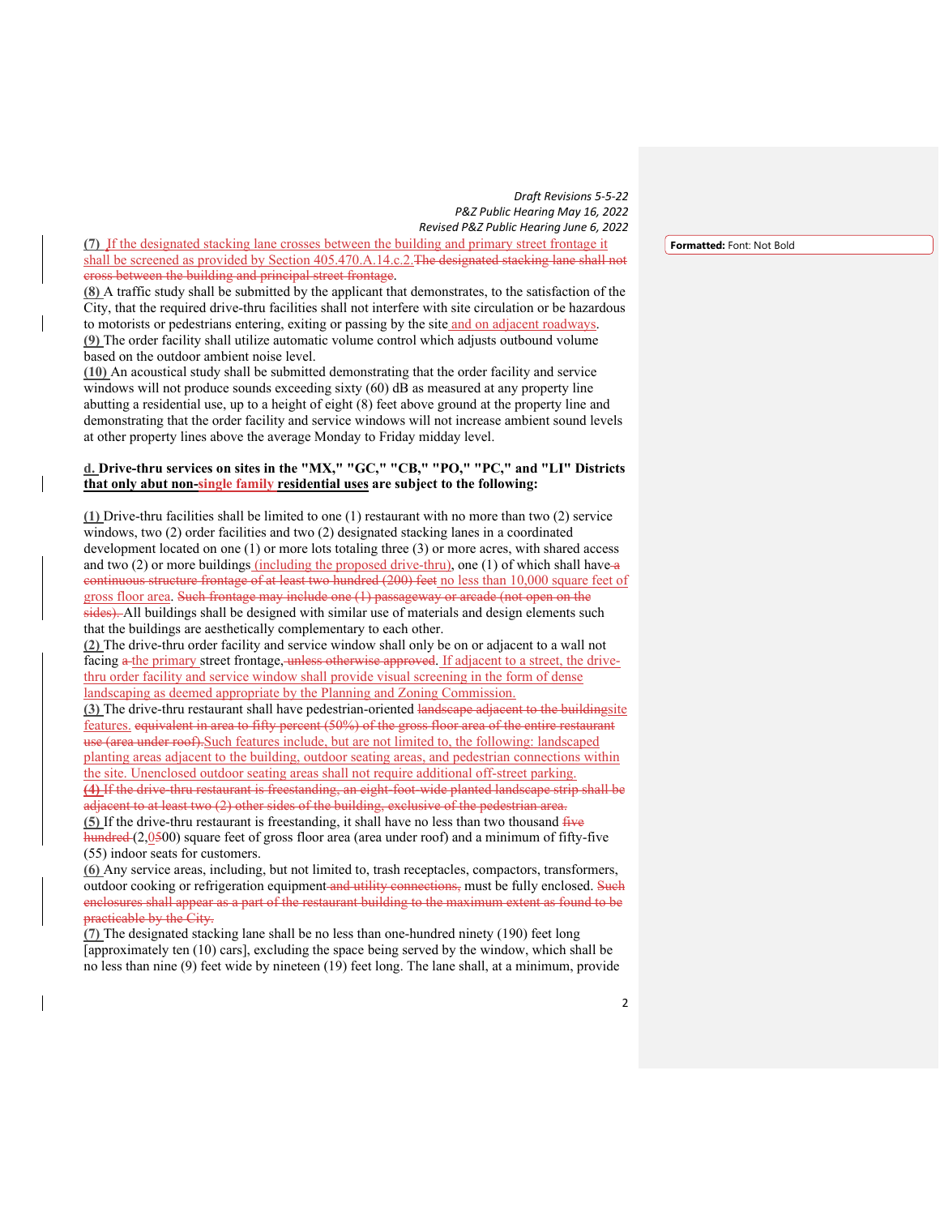Draft Revisions 5-5-22
P&Z Public Hearing May 16, 2022
Revised P&Z Public Hearing June 6, 2022

**(7)** If the designated stacking lane crosses between the building and primary street frontage it shall be screened as provided by Section 405.470.A.14.c.2. ~~The designated stacking lane shall not cross between the building and principal street frontage.~~

**(8)** A traffic study shall be submitted by the applicant that demonstrates, to the satisfaction of the City, that the required drive-thru facilities shall not interfere with site circulation or be hazardous to motorists or pedestrians entering, exiting or passing by the site and on adjacent roadways.

**(9)** The order facility shall utilize automatic volume control which adjusts outbound volume based on the outdoor ambient noise level.

**(10)** An acoustical study shall be submitted demonstrating that the order facility and service windows will not produce sounds exceeding sixty (60) dB as measured at any property line abutting a residential use, up to a height of eight (8) feet above ground at the property line and demonstrating that the order facility and service windows will not increase ambient sound levels at other property lines above the average Monday to Friday midday level.

**d. Drive-thru services on sites in the "MX," "GC," "CB," "PO," "PC," and "LI" Districts that only abut non-single family residential uses are subject to the following:**

**(1)** Drive-thru facilities shall be limited to one (1) restaurant with no more than two (2) service windows, two (2) order facilities and two (2) designated stacking lanes in a coordinated development located on one (1) or more lots totaling three (3) or more acres, with shared access and two (2) or more buildings (including the proposed drive-thru), one (1) of which shall have ~~a continuous structure frontage of at least two hundred (200) feet~~ no less than 10,000 square feet of gross floor area. ~~Such frontage may include one (1) passageway or arcade (not open on the sides).~~ All buildings shall be designed with similar use of materials and design elements such that the buildings are aesthetically complementary to each other.

**(2)** The drive-thru order facility and service window shall only be on or adjacent to a wall not facing ~~a~~ the primary street frontage, ~~unless otherwise approved~~. If adjacent to a street, the drive-thru order facility and service window shall provide visual screening in the form of dense landscaping as deemed appropriate by the Planning and Zoning Commission.

**(3)** The drive-thru restaurant shall have pedestrian-oriented ~~landscape adjacent to the building~~ site features. ~~equivalent in area to fifty percent (50%) of the gross floor area of the entire restaurant use (area under roof).~~ Such features include, but are not limited to, the following: landscaped planting areas adjacent to the building, outdoor seating areas, and pedestrian connections within the site. Unenclosed outdoor seating areas shall not require additional off-street parking.

~~**(4)** If the drive-thru restaurant is freestanding, an eight-foot-wide planted landscape strip shall be adjacent to at least two (2) other sides of the building, exclusive of the pedestrian area.~~

**(5)** If the drive-thru restaurant is freestanding, it shall have no less than two thousand ~~five hundred~~ (2,~~5~~000) square feet of gross floor area (area under roof) and a minimum of fifty-five (55) indoor seats for customers.

**(6)** Any service areas, including, but not limited to, trash receptacles, compactors, transformers, outdoor cooking or refrigeration equipment ~~and utility connections,~~ must be fully enclosed. ~~Such enclosures shall appear as a part of the restaurant building to the maximum extent as found to be practicable by the City.~~

**(7)** The designated stacking lane shall be no less than one-hundred ninety (190) feet long [approximately ten (10) cars], excluding the space being served by the window, which shall be no less than nine (9) feet wide by nineteen (19) feet long. The lane shall, at a minimum, provide

Formatted: Font: Not Bold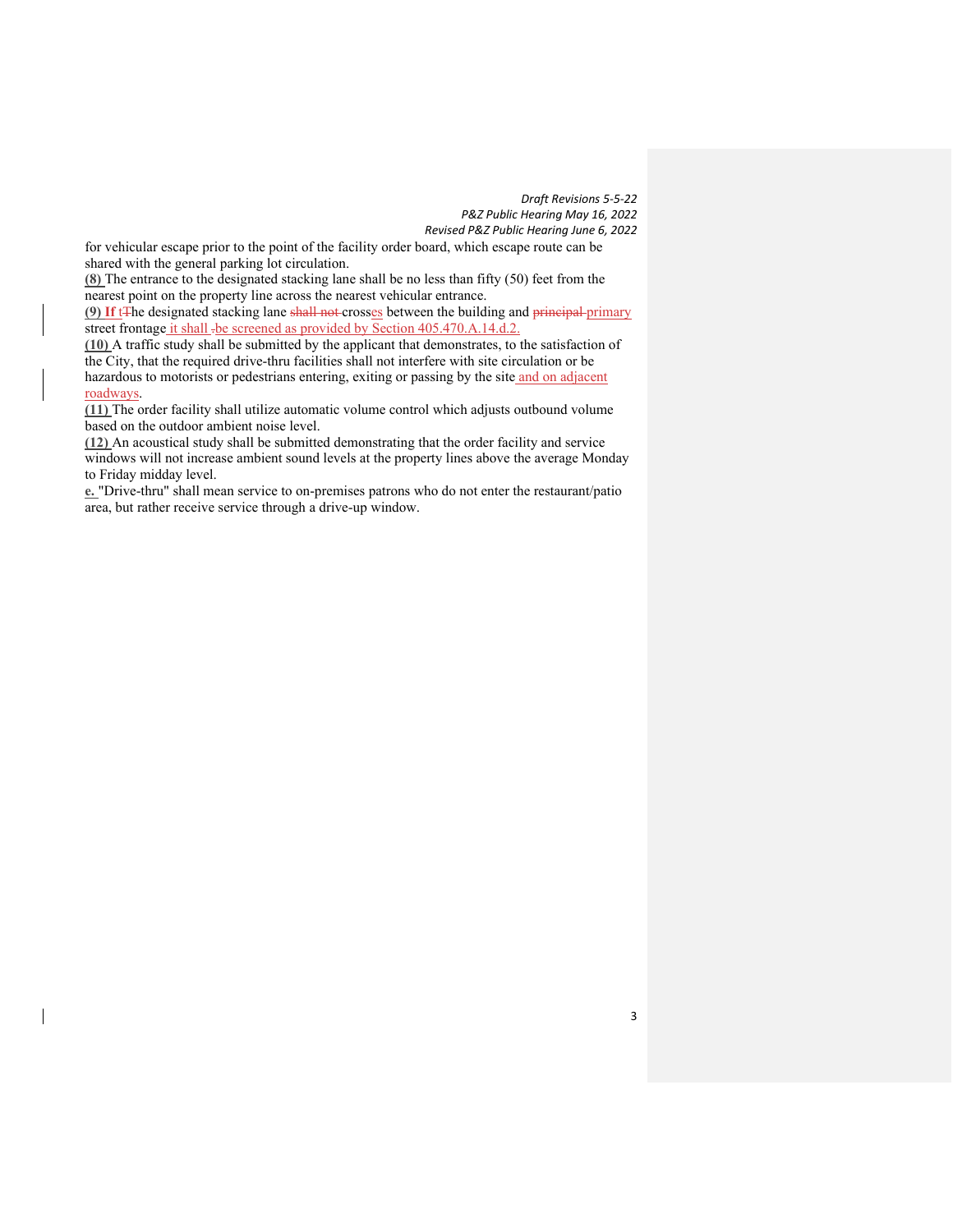for vehicular escape prior to the point of the facility order board, which escape route can be shared with the general parking lot circulation.

**(8)** The entrance to the designated stacking lane shall be no less than fifty (50) feet from the nearest point on the property line across the nearest vehicular entrance.

**(9) If** tThe designated stacking lane ~~shall not~~ crosses between the building and ~~principal~~ primary street frontage it shall ~~-~~be screened as provided by Section 405.470.A.14.d.2.

**(10)** A traffic study shall be submitted by the applicant that demonstrates, to the satisfaction of the City, that the required drive-thru facilities shall not interfere with site circulation or be hazardous to motorists or pedestrians entering, exiting or passing by the site and on adjacent roadways.

**(11)** The order facility shall utilize automatic volume control which adjusts outbound volume based on the outdoor ambient noise level.

**(12)** An acoustical study shall be submitted demonstrating that the order facility and service windows will not increase ambient sound levels at the property lines above the average Monday to Friday midday level.

**e.** "Drive-thru" shall mean service to on-premises patrons who do not enter the restaurant/patio area, but rather receive service through a drive-up window.